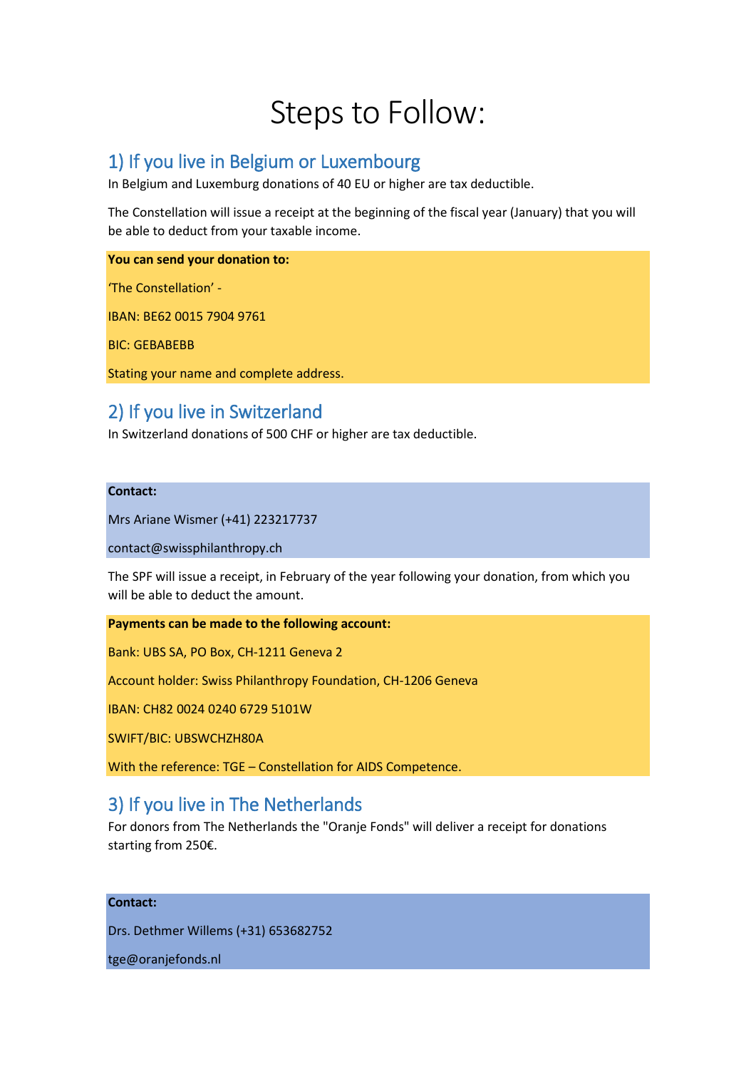# Steps to Follow:

## 1) If you live in Belgium or Luxembourg

In Belgium and Luxemburg donations of 40 EU or higher are tax deductible.

The Constellation will issue a receipt at the beginning of the fiscal year (January) that you will be able to deduct from your taxable income.

**You can send your donation to:**

'The Constellation' -

IBAN: BE62 0015 7904 9761

BIC: GEBABEBB

Stating your name and complete address.

## 2) If you live in Switzerland

In Switzerland donations of 500 CHF or higher are tax deductible.

**Contact:**

Mrs Ariane Wismer (+41) 223217737

contact@swissphilanthropy.ch

The SPF will issue a receipt, in February of the year following your donation, from which you will be able to deduct the amount.

**Payments can be made to the following account:**

Bank: UBS SA, PO Box, CH-1211 Geneva 2

Account holder: Swiss Philanthropy Foundation, CH-1206 Geneva

IBAN: CH82 0024 0240 6729 5101W

SWIFT/BIC: UBSWCHZH80A

With the reference: TGE – Constellation for AIDS Competence.

## 3) If you live in The Netherlands

For donors from The Netherlands the "Oranje Fonds" will deliver a receipt for donations starting from 250€.

**Contact:**

Drs. Dethmer Willems (+31) 653682752

tge@oranjefonds.nl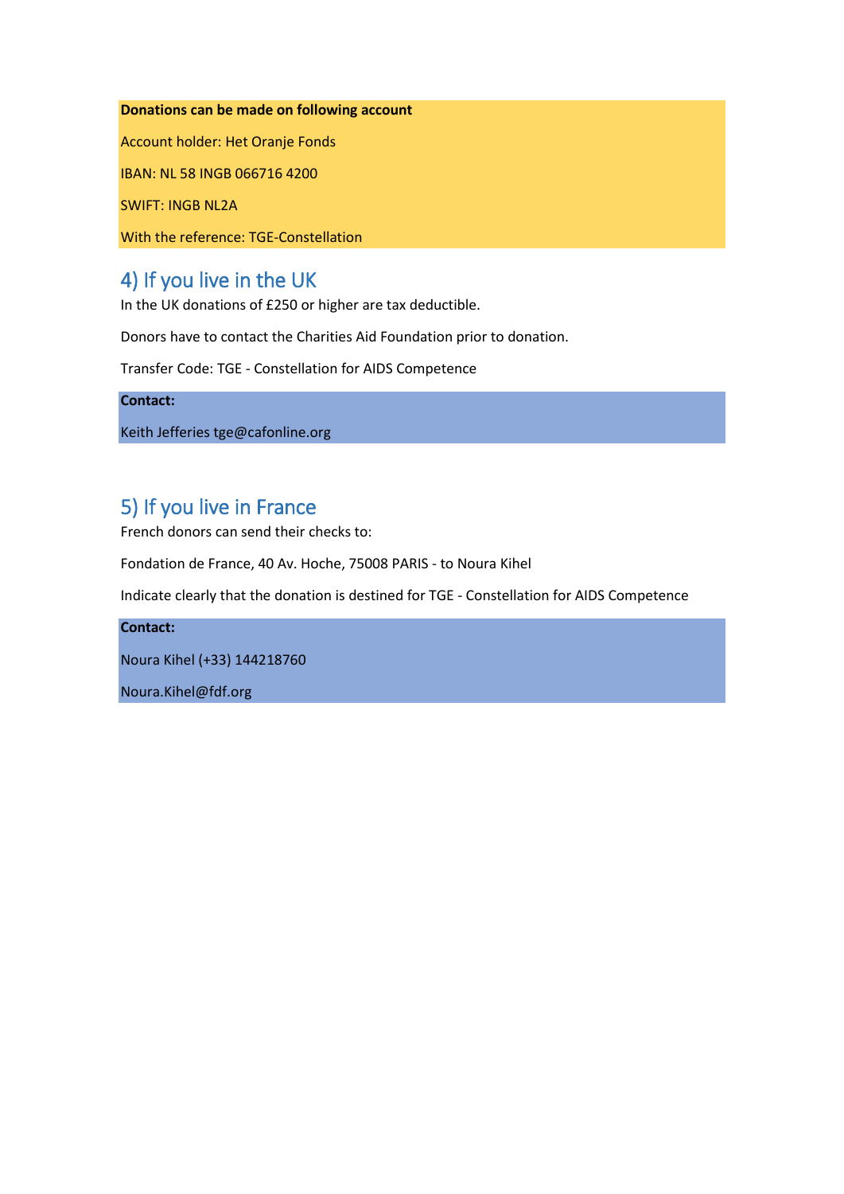**Donations can be made on following account**

Account holder: Het Oranje Fonds

IBAN: NL 58 INGB 066716 4200

SWIFT: INGB NL2A

With the reference: TGE-Constellation

## 4) If you live in the UK

In the UK donations of £250 or higher are tax deductible.

Donors have to contact the Charities Aid Foundation prior to donation.

Transfer Code: TGE - Constellation for AIDS Competence

**Contact:**

Keith Jefferies tge@cafonline.org

## 5) If you live in France

French donors can send their checks to:

Fondation de France, 40 Av. Hoche, 75008 PARIS - to Noura Kihel

Indicate clearly that the donation is destined for TGE - Constellation for AIDS Competence

**Contact:**

Noura Kihel (+33) 144218760

Noura.Kihel@fdf.org